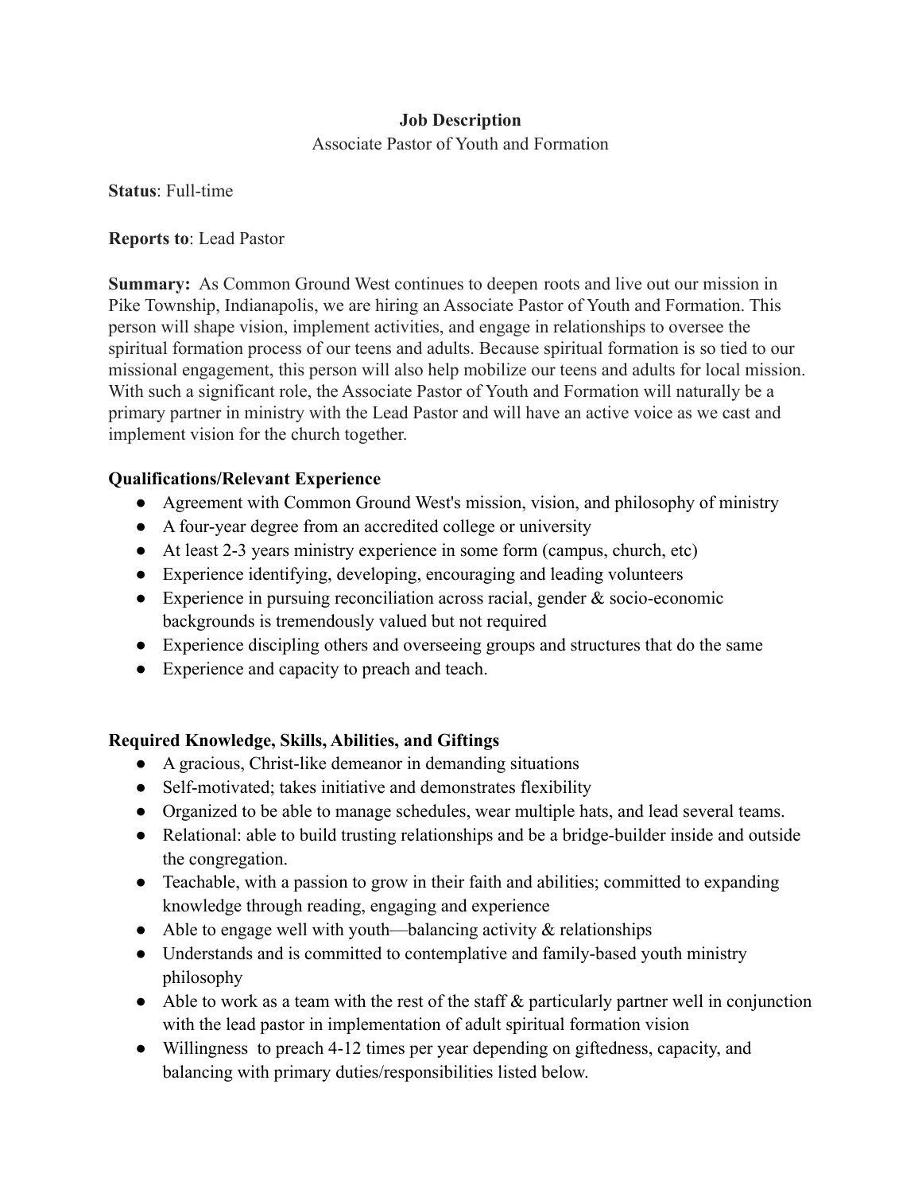# Job Description

Associate Pastor of Youth and Formation

**Status**: Full-time

**Reports to**: Lead Pastor

**Summary:** As Common Ground West continues to deepen roots and live out our mission in Pike Township, Indianapolis, we are hiring an Associate Pastor of Youth and Formation. This person will shape vision, implement activities, and engage in relationships to oversee the spiritual formation process of our teens and adults. Because spiritual formation is so tied to our missional engagement, this person will also help mobilize our teens and adults for local mission. With such a significant role, the Associate Pastor of Youth and Formation will naturally be a primary partner in ministry with the Lead Pastor and will have an active voice as we cast and implement vision for the church together.

## Qualifications/Relevant Experience

- Agreement with Common Ground West's mission, vision, and philosophy of ministry
- A four-year degree from an accredited college or university
- At least 2-3 years ministry experience in some form (campus, church, etc)
- Experience identifying, developing, encouraging and leading volunteers
- Experience in pursuing reconciliation across racial, gender & socio-economic backgrounds is tremendously valued but not required
- Experience discipling others and overseeing groups and structures that do the same
- Experience and capacity to preach and teach.

## Required Knowledge, Skills, Abilities, and Giftings

- A gracious, Christ-like demeanor in demanding situations
- Self-motivated; takes initiative and demonstrates flexibility
- Organized to be able to manage schedules, wear multiple hats, and lead several teams.
- Relational: able to build trusting relationships and be a bridge-builder inside and outside the congregation.
- Teachable, with a passion to grow in their faith and abilities; committed to expanding knowledge through reading, engaging and experience
- Able to engage well with youth—balancing activity & relationships
- Understands and is committed to contemplative and family-based youth ministry philosophy
- Able to work as a team with the rest of the staff & particularly partner well in conjunction with the lead pastor in implementation of adult spiritual formation vision
- Willingness to preach 4-12 times per year depending on giftedness, capacity, and balancing with primary duties/responsibilities listed below.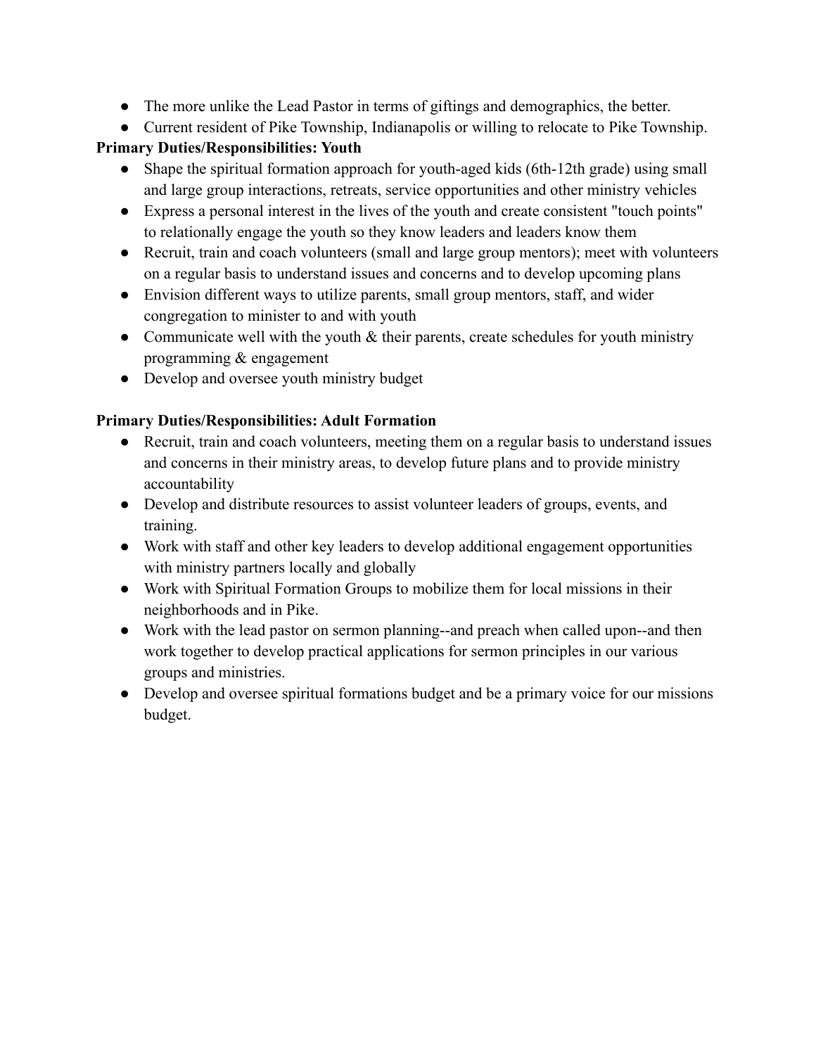- The more unlike the Lead Pastor in terms of giftings and demographics, the better.
- Current resident of Pike Township, Indianapolis or willing to relocate to Pike Township.

**Primary Duties/Responsibilities: Youth**

- Shape the spiritual formation approach for youth-aged kids (6th-12th grade) using small and large group interactions, retreats, service opportunities and other ministry vehicles
- Express a personal interest in the lives of the youth and create consistent "touch points" to relationally engage the youth so they know leaders and leaders know them
- Recruit, train and coach volunteers (small and large group mentors); meet with volunteers on a regular basis to understand issues and concerns and to develop upcoming plans
- Envision different ways to utilize parents, small group mentors, staff, and wider congregation to minister to and with youth
- Communicate well with the youth & their parents, create schedules for youth ministry programming & engagement
- Develop and oversee youth ministry budget

**Primary Duties/Responsibilities: Adult Formation**

- Recruit, train and coach volunteers, meeting them on a regular basis to understand issues and concerns in their ministry areas, to develop future plans and to provide ministry accountability
- Develop and distribute resources to assist volunteer leaders of groups, events, and training.
- Work with staff and other key leaders to develop additional engagement opportunities with ministry partners locally and globally
- Work with Spiritual Formation Groups to mobilize them for local missions in their neighborhoods and in Pike.
- Work with the lead pastor on sermon planning--and preach when called upon--and then work together to develop practical applications for sermon principles in our various groups and ministries.
- Develop and oversee spiritual formations budget and be a primary voice for our missions budget.